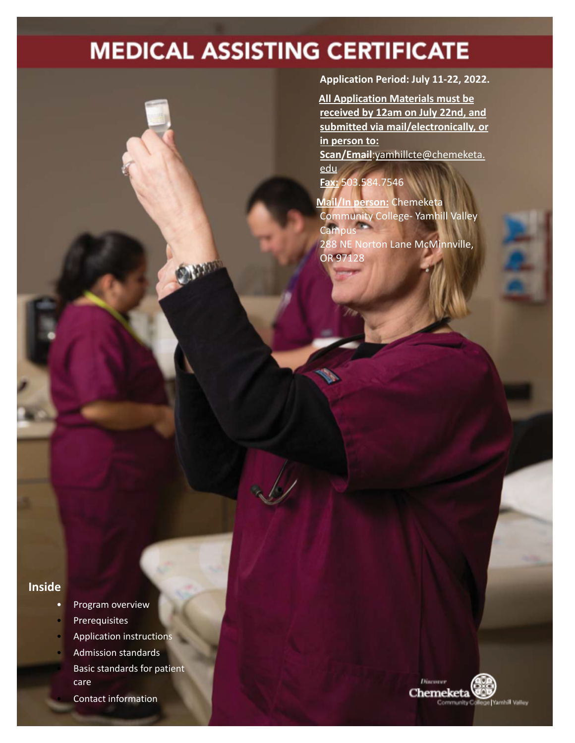# MEDICAL ASSISTING CERTIFICATE

**Application Period: July 11-22, 2022.**

**All Application Materials must be received by 12am on July 22nd, and submitted via mail/electronically, or in person to:**

**Scan/Email**: yamhillcte@chemeketa.edu

**Fax:** 503.584.7546

**Mail/In person:** Chemeketa Community College- Yamhill Valley Campus
288 NE Norton Lane McMinnville, OR 97128

## Inside

- Program overview
- Prerequisites
- Application instructions
- Admission standards
- Basic standards for patient care
- Contact information

Discover Chemeketa Community College | Yamhill Valley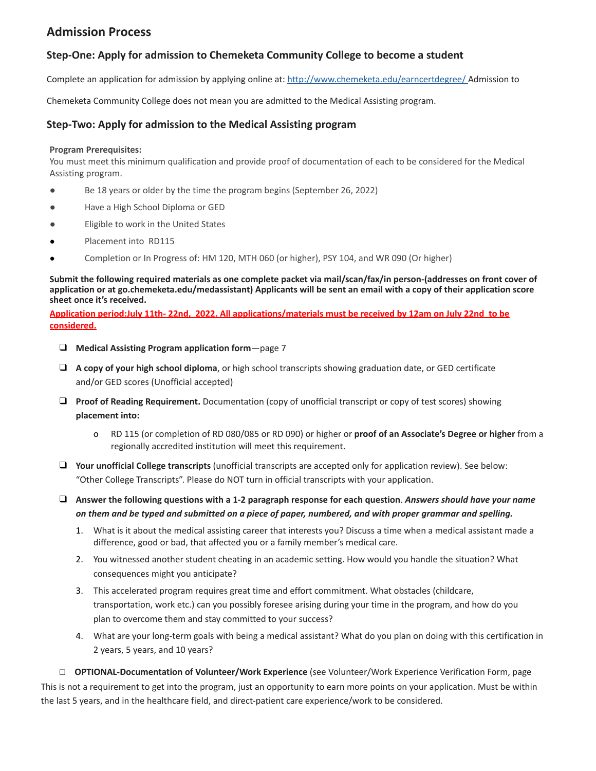## Admission Process

### Step-One: Apply for admission to Chemeketa Community College to become a student

Complete an application for admission by applying online at: [http://www.chemeketa.edu/earncertdegree/](http://www.chemeketa.edu/earncertdegree/) Admission to Chemeketa Community College does not mean you are admitted to the Medical Assisting program.

### Step-Two: Apply for admission to the Medical Assisting program

**Program Prerequisites:**
You must meet this minimum qualification and provide proof of documentation of each to be considered for the Medical Assisting program.

- Be 18 years or older by the time the program begins (September 26, 2022)
- Have a High School Diploma or GED
- Eligible to work in the United States
- Placement into RD115
- Completion or In Progress of: HM 120, MTH 060 (or higher), PSY 104, and WR 090 (Or higher)

**Submit the following required materials as one complete packet via mail/scan/fax/in person-(addresses on front cover of application or at go.chemeketa.edu/medassistant) Applicants will be sent an email with a copy of their application score sheet once it's received.**

**Application period:July 11th- 22nd, 2022. All applications/materials must be received by 12am on July 22nd to be considered.**

- ❑ **Medical Assisting Program application form**—page 7
- ❑ **A copy of your high school diploma**, or high school transcripts showing graduation date, or GED certificate and/or GED scores (Unofficial accepted)
- ❑ **Proof of Reading Requirement.** Documentation (copy of unofficial transcript or copy of test scores) showing **placement into:**
  - o RD 115 (or completion of RD 080/085 or RD 090) or higher or **proof of an Associate's Degree or higher** from a regionally accredited institution will meet this requirement.
- ❑ **Your unofficial College transcripts** (unofficial transcripts are accepted only for application review). See below: "Other College Transcripts". Please do NOT turn in official transcripts with your application.
- ❑ **Answer the following questions with a 1-2 paragraph response for each question**. ***Answers should have your name on them and be typed and submitted on a piece of paper, numbered, and with proper grammar and spelling.***
  1. What is it about the medical assisting career that interests you? Discuss a time when a medical assistant made a difference, good or bad, that affected you or a family member's medical care.
  2. You witnessed another student cheating in an academic setting. How would you handle the situation? What consequences might you anticipate?
  3. This accelerated program requires great time and effort commitment. What obstacles (childcare, transportation, work etc.) can you possibly foresee arising during your time in the program, and how do you plan to overcome them and stay committed to your success?
  4. What are your long-term goals with being a medical assistant? What do you plan on doing with this certification in 2 years, 5 years, and 10 years?

□ **OPTIONAL-Documentation of Volunteer/Work Experience** (see Volunteer/Work Experience Verification Form, page This is not a requirement to get into the program, just an opportunity to earn more points on your application. Must be within the last 5 years, and in the healthcare field, and direct-patient care experience/work to be considered.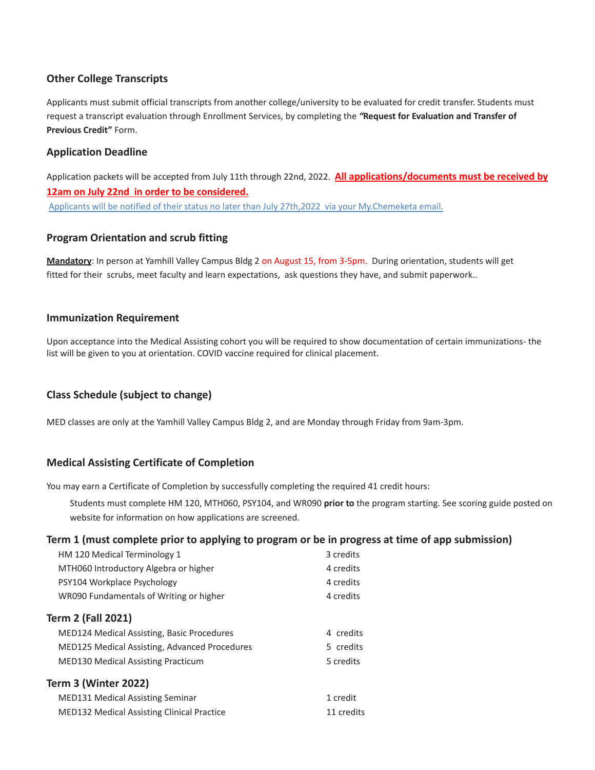### Other College Transcripts

Applicants must submit official transcripts from another college/university to be evaluated for credit transfer. Students must request a transcript evaluation through Enrollment Services, by completing the ***"Request for Evaluation and Transfer of Previous Credit"*** Form.

### Application Deadline

Application packets will be accepted from July 11th through 22nd, 2022. **All applications/documents must be received by 12am on July 22nd in order to be considered.**

Applicants will be notified of their status no later than July 27th,2022 via your My.Chemeketa email.

### Program Orientation and scrub fitting

**Mandatory**: In person at Yamhill Valley Campus Bldg 2 on August 15, from 3-5pm. During orientation, students will get fitted for their scrubs, meet faculty and learn expectations, ask questions they have, and submit paperwork..

### Immunization Requirement

Upon acceptance into the Medical Assisting cohort you will be required to show documentation of certain immunizations- the list will be given to you at orientation. COVID vaccine required for clinical placement.

### Class Schedule (subject to change)

MED classes are only at the Yamhill Valley Campus Bldg 2, and are Monday through Friday from 9am-3pm.

### Medical Assisting Certificate of Completion

You may earn a Certificate of Completion by successfully completing the required 41 credit hours:

Students must complete HM 120, MTH060, PSY104, and WR090 **prior to** the program starting. See scoring guide posted on website for information on how applications are screened.

### Term 1 (must complete prior to applying to program or be in progress at time of app submission)

| | |
|---|---|
| HM 120 Medical Terminology 1 | 3 credits |
| MTH060 Introductory Algebra or higher | 4 credits |
| PSY104 Workplace Psychology | 4 credits |
| WR090 Fundamentals of Writing or higher | 4 credits |

### Term 2 (Fall 2021)

| | |
|---|---|
| MED124 Medical Assisting, Basic Procedures | 4 credits |
| MED125 Medical Assisting, Advanced Procedures | 5 credits |
| MED130 Medical Assisting Practicum | 5 credits |

### Term 3 (Winter 2022)

| | |
|---|---|
| MED131 Medical Assisting Seminar | 1 credit |
| MED132 Medical Assisting Clinical Practice | 11 credits |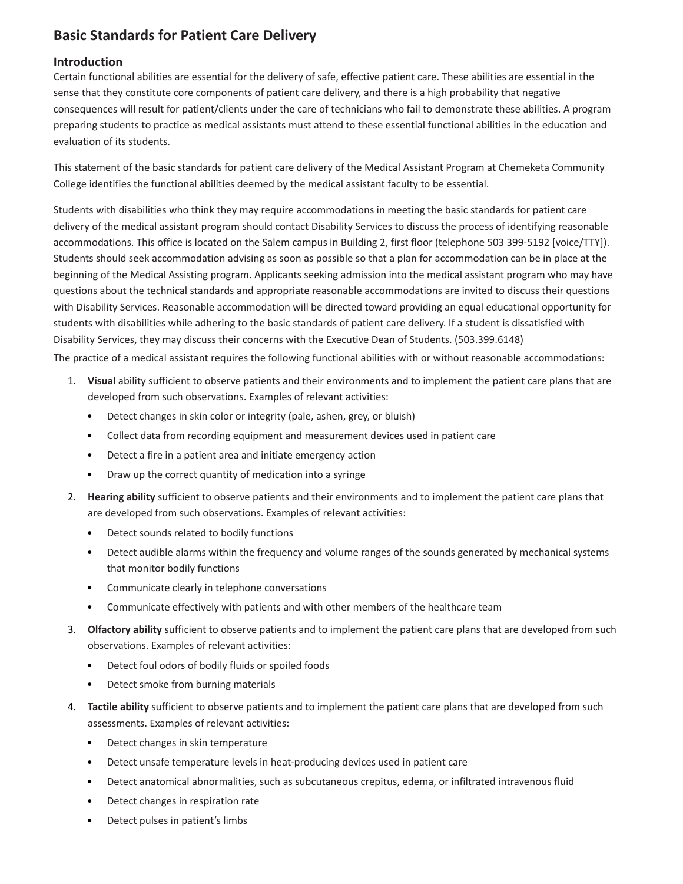# Basic Standards for Patient Care Delivery

## Introduction

Certain functional abilities are essential for the delivery of safe, effective patient care. These abilities are essential in the sense that they constitute core components of patient care delivery, and there is a high probability that negative consequences will result for patient/clients under the care of technicians who fail to demonstrate these abilities. A program preparing students to practice as medical assistants must attend to these essential functional abilities in the education and evaluation of its students.

This statement of the basic standards for patient care delivery of the Medical Assistant Program at Chemeketa Community College identifies the functional abilities deemed by the medical assistant faculty to be essential.

Students with disabilities who think they may require accommodations in meeting the basic standards for patient care delivery of the medical assistant program should contact Disability Services to discuss the process of identifying reasonable accommodations. This office is located on the Salem campus in Building 2, first floor (telephone 503 399-5192 [voice/TTY]). Students should seek accommodation advising as soon as possible so that a plan for accommodation can be in place at the beginning of the Medical Assisting program. Applicants seeking admission into the medical assistant program who may have questions about the technical standards and appropriate reasonable accommodations are invited to discuss their questions with Disability Services. Reasonable accommodation will be directed toward providing an equal educational opportunity for students with disabilities while adhering to the basic standards of patient care delivery. If a student is dissatisfied with Disability Services, they may discuss their concerns with the Executive Dean of Students. (503.399.6148)

The practice of a medical assistant requires the following functional abilities with or without reasonable accommodations:

1. **Visual** ability sufficient to observe patients and their environments and to implement the patient care plans that are developed from such observations. Examples of relevant activities:
   - Detect changes in skin color or integrity (pale, ashen, grey, or bluish)
   - Collect data from recording equipment and measurement devices used in patient care
   - Detect a fire in a patient area and initiate emergency action
   - Draw up the correct quantity of medication into a syringe
2. **Hearing ability** sufficient to observe patients and their environments and to implement the patient care plans that are developed from such observations. Examples of relevant activities:
   - Detect sounds related to bodily functions
   - Detect audible alarms within the frequency and volume ranges of the sounds generated by mechanical systems that monitor bodily functions
   - Communicate clearly in telephone conversations
   - Communicate effectively with patients and with other members of the healthcare team
3. **Olfactory ability** sufficient to observe patients and to implement the patient care plans that are developed from such observations. Examples of relevant activities:
   - Detect foul odors of bodily fluids or spoiled foods
   - Detect smoke from burning materials
4. **Tactile ability** sufficient to observe patients and to implement the patient care plans that are developed from such assessments. Examples of relevant activities:
   - Detect changes in skin temperature
   - Detect unsafe temperature levels in heat-producing devices used in patient care
   - Detect anatomical abnormalities, such as subcutaneous crepitus, edema, or infiltrated intravenous fluid
   - Detect changes in respiration rate
   - Detect pulses in patient's limbs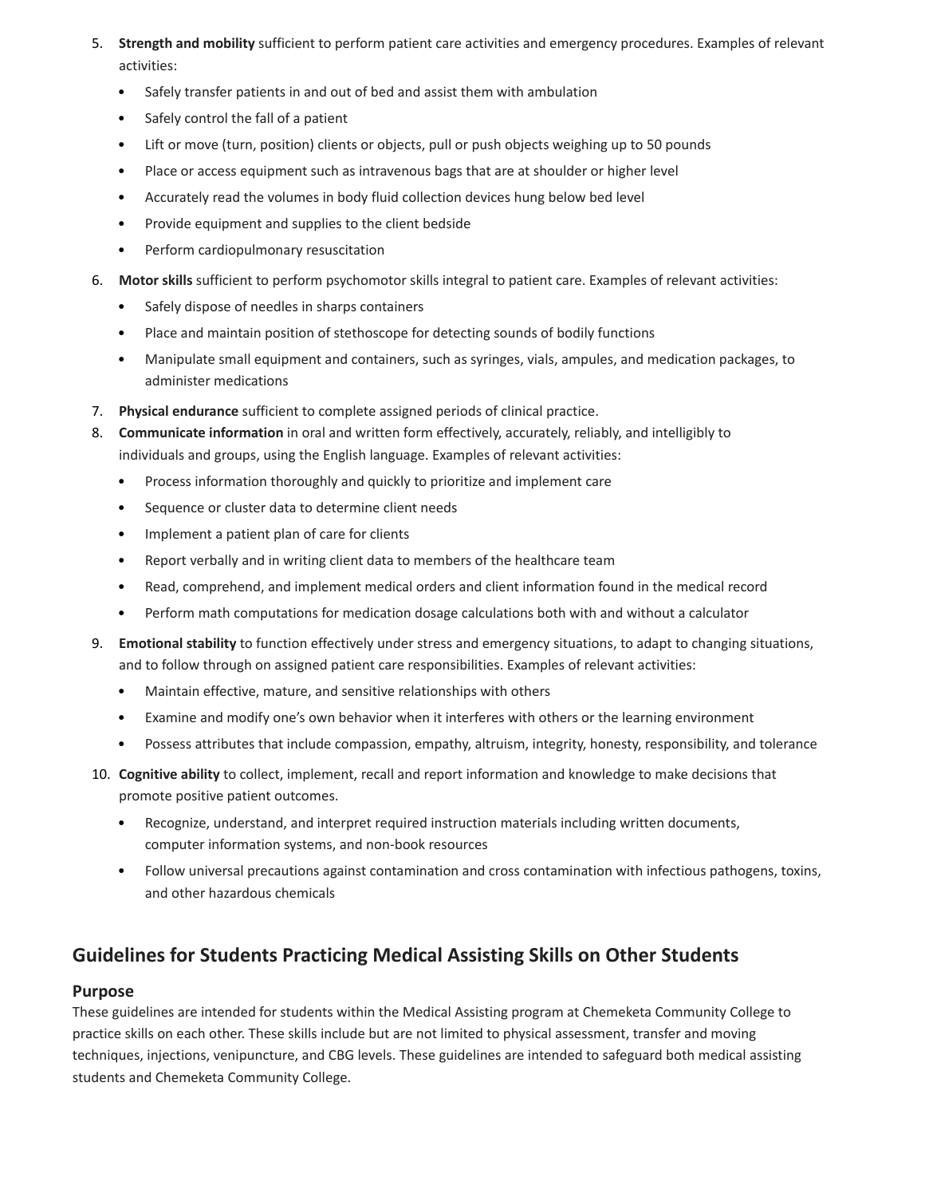5. **Strength and mobility** sufficient to perform patient care activities and emergency procedures. Examples of relevant activities:
   - Safely transfer patients in and out of bed and assist them with ambulation
   - Safely control the fall of a patient
   - Lift or move (turn, position) clients or objects, pull or push objects weighing up to 50 pounds
   - Place or access equipment such as intravenous bags that are at shoulder or higher level
   - Accurately read the volumes in body fluid collection devices hung below bed level
   - Provide equipment and supplies to the client bedside
   - Perform cardiopulmonary resuscitation
6. **Motor skills** sufficient to perform psychomotor skills integral to patient care. Examples of relevant activities:
   - Safely dispose of needles in sharps containers
   - Place and maintain position of stethoscope for detecting sounds of bodily functions
   - Manipulate small equipment and containers, such as syringes, vials, ampules, and medication packages, to administer medications
7. **Physical endurance** sufficient to complete assigned periods of clinical practice.
8. **Communicate information** in oral and written form effectively, accurately, reliably, and intelligibly to individuals and groups, using the English language. Examples of relevant activities:
   - Process information thoroughly and quickly to prioritize and implement care
   - Sequence or cluster data to determine client needs
   - Implement a patient plan of care for clients
   - Report verbally and in writing client data to members of the healthcare team
   - Read, comprehend, and implement medical orders and client information found in the medical record
   - Perform math computations for medication dosage calculations both with and without a calculator
9. **Emotional stability** to function effectively under stress and emergency situations, to adapt to changing situations, and to follow through on assigned patient care responsibilities. Examples of relevant activities:
   - Maintain effective, mature, and sensitive relationships with others
   - Examine and modify one's own behavior when it interferes with others or the learning environment
   - Possess attributes that include compassion, empathy, altruism, integrity, honesty, responsibility, and tolerance
10. **Cognitive ability** to collect, implement, recall and report information and knowledge to make decisions that promote positive patient outcomes.
    - Recognize, understand, and interpret required instruction materials including written documents, computer information systems, and non-book resources
    - Follow universal precautions against contamination and cross contamination with infectious pathogens, toxins, and other hazardous chemicals

## Guidelines for Students Practicing Medical Assisting Skills on Other Students

### Purpose

These guidelines are intended for students within the Medical Assisting program at Chemeketa Community College to practice skills on each other. These skills include but are not limited to physical assessment, transfer and moving techniques, injections, venipuncture, and CBG levels. These guidelines are intended to safeguard both medical assisting students and Chemeketa Community College.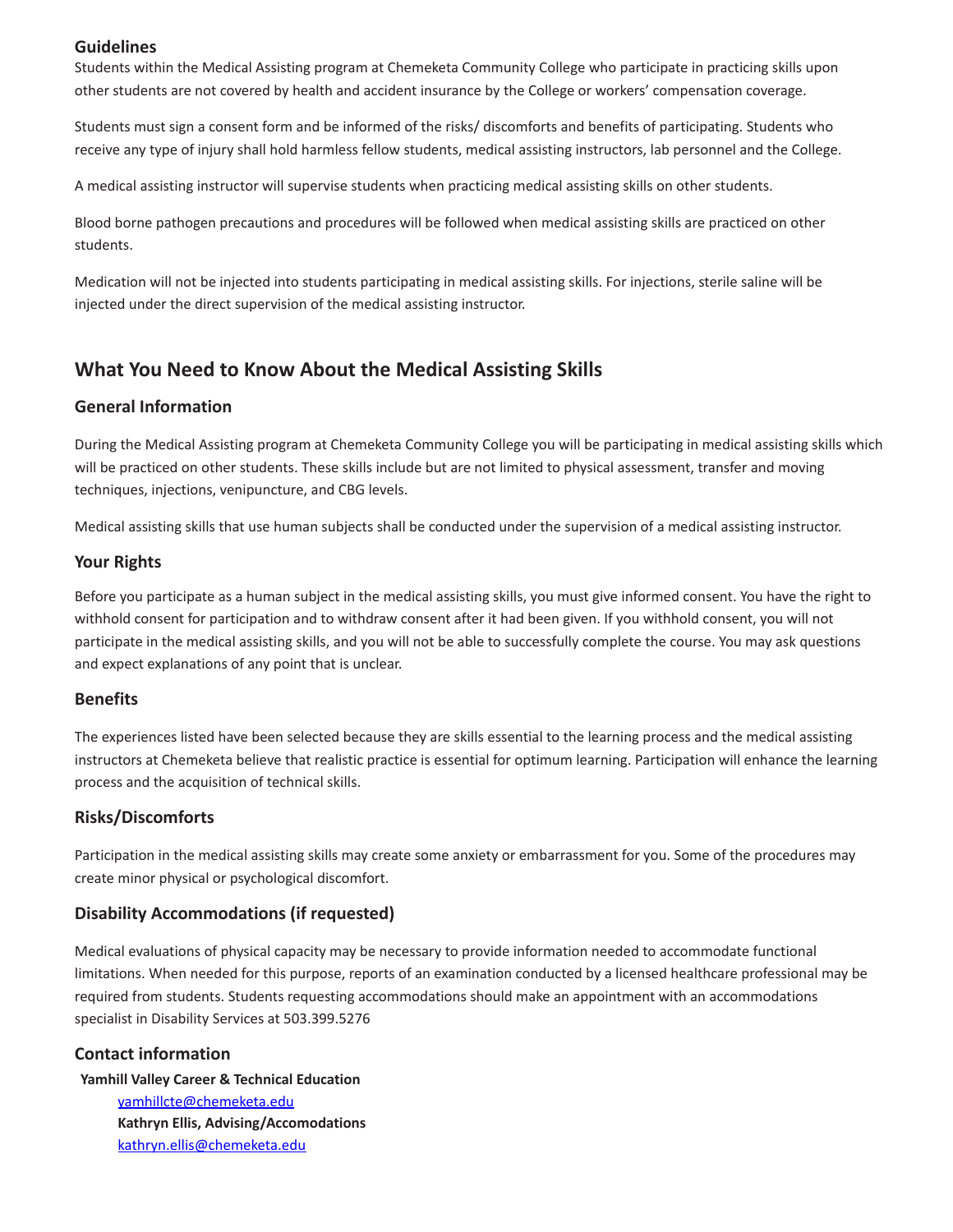### Guidelines

Students within the Medical Assisting program at Chemeketa Community College who participate in practicing skills upon other students are not covered by health and accident insurance by the College or workers' compensation coverage.

Students must sign a consent form and be informed of the risks/ discomforts and benefits of participating. Students who receive any type of injury shall hold harmless fellow students, medical assisting instructors, lab personnel and the College.

A medical assisting instructor will supervise students when practicing medical assisting skills on other students.

Blood borne pathogen precautions and procedures will be followed when medical assisting skills are practiced on other students.

Medication will not be injected into students participating in medical assisting skills. For injections, sterile saline will be injected under the direct supervision of the medical assisting instructor.

## What You Need to Know About the Medical Assisting Skills

### General Information

During the Medical Assisting program at Chemeketa Community College you will be participating in medical assisting skills which will be practiced on other students. These skills include but are not limited to physical assessment, transfer and moving techniques, injections, venipuncture, and CBG levels.

Medical assisting skills that use human subjects shall be conducted under the supervision of a medical assisting instructor.

### Your Rights

Before you participate as a human subject in the medical assisting skills, you must give informed consent. You have the right to withhold consent for participation and to withdraw consent after it had been given. If you withhold consent, you will not participate in the medical assisting skills, and you will not be able to successfully complete the course. You may ask questions and expect explanations of any point that is unclear.

### Benefits

The experiences listed have been selected because they are skills essential to the learning process and the medical assisting instructors at Chemeketa believe that realistic practice is essential for optimum learning. Participation will enhance the learning process and the acquisition of technical skills.

### Risks/Discomforts

Participation in the medical assisting skills may create some anxiety or embarrassment for you. Some of the procedures may create minor physical or psychological discomfort.

### Disability Accommodations (if requested)

Medical evaluations of physical capacity may be necessary to provide information needed to accommodate functional limitations. When needed for this purpose, reports of an examination conducted by a licensed healthcare professional may be required from students. Students requesting accommodations should make an appointment with an accommodations specialist in Disability Services at 503.399.5276

### Contact information

**Yamhill Valley Career & Technical Education**
yamhillcte@chemeketa.edu
**Kathryn Ellis, Advising/Accomodations**
kathryn.ellis@chemeketa.edu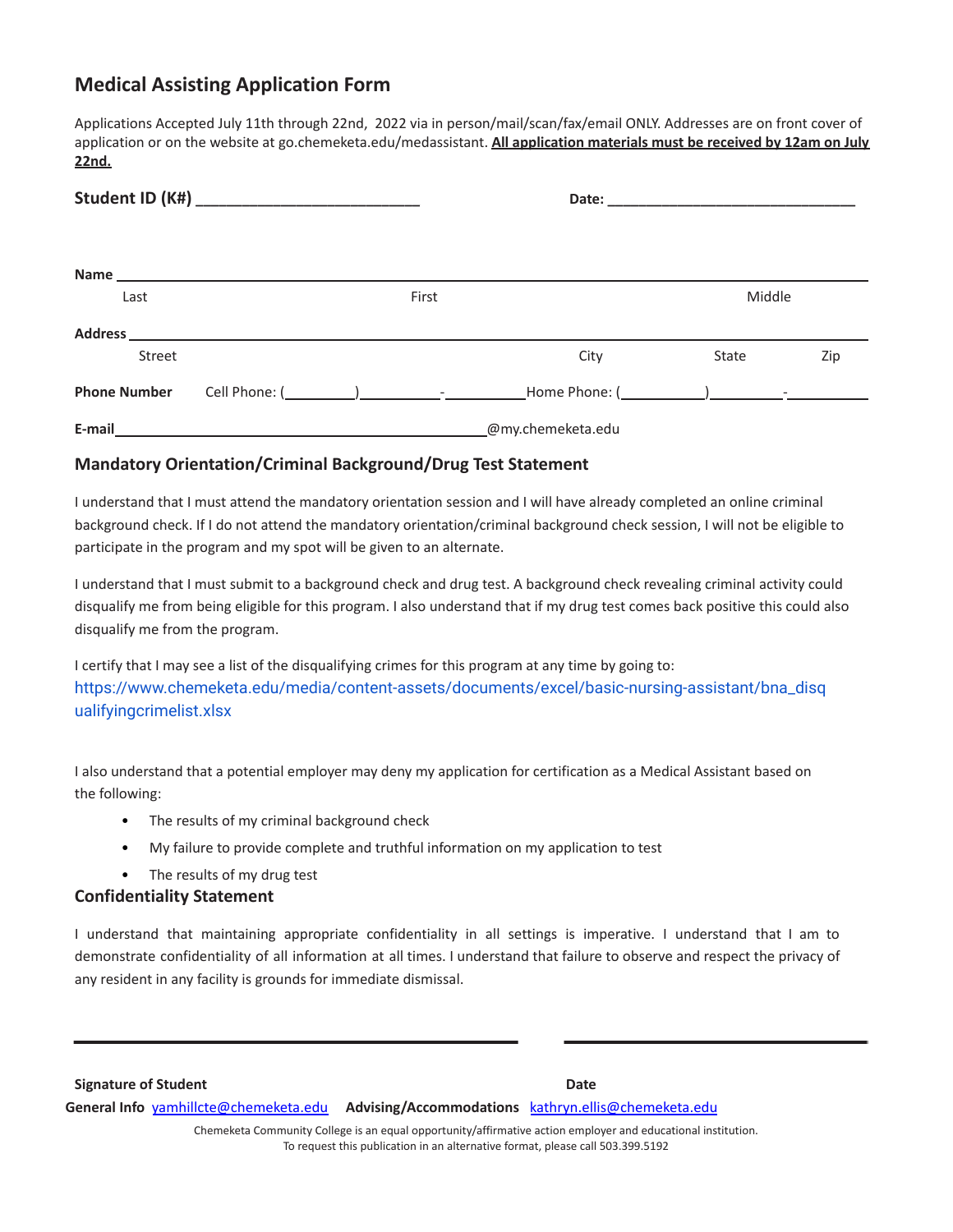## Medical Assisting Application Form

Applications Accepted July 11th through 22nd, 2022 via in person/mail/scan/fax/email ONLY. Addresses are on front cover of application or on the website at go.chemeketa.edu/medassistant. **All application materials must be received by 12am on July 22nd.**

**Student ID (K#)** ___________________________ **Date:** _________________________________

**Name** ______________________________________________________________________________

Last First Middle

**Address** ____________________________________________________________________________

Street City State Zip

**Phone Number** Cell Phone: (_________)__________-__________ Home Phone: (__________)_________-__________

**E-mail** ______________________________________________@my.chemeketa.edu

### Mandatory Orientation/Criminal Background/Drug Test Statement

I understand that I must attend the mandatory orientation session and I will have already completed an online criminal background check. If I do not attend the mandatory orientation/criminal background check session, I will not be eligible to participate in the program and my spot will be given to an alternate.

I understand that I must submit to a background check and drug test. A background check revealing criminal activity could disqualify me from being eligible for this program. I also understand that if my drug test comes back positive this could also disqualify me from the program.

I certify that I may see a list of the disqualifying crimes for this program at any time by going to:
https://www.chemeketa.edu/media/content-assets/documents/excel/basic-nursing-assistant/bna_disqualifyingcrimelist.xlsx

I also understand that a potential employer may deny my application for certification as a Medical Assistant based on the following:

- The results of my criminal background check
- My failure to provide complete and truthful information on my application to test
- The results of my drug test

### Confidentiality Statement

I understand that maintaining appropriate confidentiality in all settings is imperative. I understand that I am to demonstrate confidentiality of all information at all times. I understand that failure to observe and respect the privacy of any resident in any facility is grounds for immediate dismissal.

_______________________________________________ _______________________________

**Signature of Student** **Date**

**General Info** yamhillcte@chemeketa.edu **Advising/Accommodations** kathryn.ellis@chemeketa.edu

Chemeketa Community College is an equal opportunity/affirmative action employer and educational institution.
To request this publication in an alternative format, please call 503.399.5192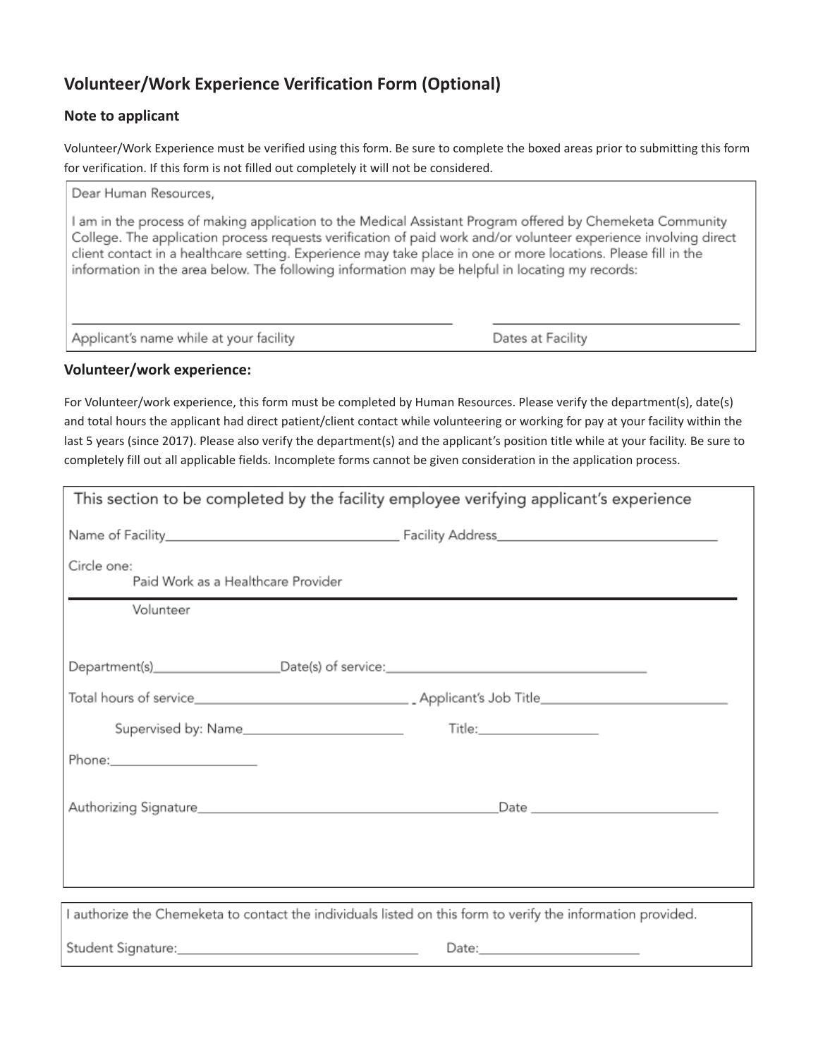## Volunteer/Work Experience Verification Form (Optional)

### Note to applicant

Volunteer/Work Experience must be verified using this form. Be sure to complete the boxed areas prior to submitting this form for verification. If this form is not filled out completely it will not be considered.

Dear Human Resources,

I am in the process of making application to the Medical Assistant Program offered by Chemeketa Community College. The application process requests verification of paid work and/or volunteer experience involving direct client contact in a healthcare setting. Experience may take place in one or more locations. Please fill in the information in the area below. The following information may be helpful in locating my records:

\_\_\_\_\_\_\_\_\_\_\_\_\_\_\_\_\_\_\_\_\_\_\_\_\_\_\_\_\_\_\_\_\_\_\_\_\_\_\_\_ \_\_\_\_\_\_\_\_\_\_\_\_\_\_\_\_\_\_\_\_\_\_\_\_\_\_\_\_\_\_

Applicant's name while at your facility          Dates at Facility

### Volunteer/work experience:

For Volunteer/work experience, this form must be completed by Human Resources. Please verify the department(s), date(s) and total hours the applicant had direct patient/client contact while volunteering or working for pay at your facility within the last 5 years (since 2017). Please also verify the department(s) and the applicant's position title while at your facility. Be sure to completely fill out all applicable fields. Incomplete forms cannot be given consideration in the application process.

This section to be completed by the facility employee verifying applicant's experience

Name of Facility\_\_\_\_\_\_\_\_\_\_\_\_\_\_\_\_\_\_\_\_\_\_\_\_\_\_\_\_ Facility Address\_\_\_\_\_\_\_\_\_\_\_\_\_\_\_\_\_\_\_\_\_\_\_\_\_\_\_\_

Circle one:

Paid Work as a Healthcare Provider

Volunteer

Department(s)\_\_\_\_\_\_\_\_\_\_\_\_\_\_\_\_ Date(s) of service:\_\_\_\_\_\_\_\_\_\_\_\_\_\_\_\_\_\_\_\_\_\_\_\_\_\_\_\_\_\_\_\_

Total hours of service\_\_\_\_\_\_\_\_\_\_\_\_\_\_\_\_\_\_\_\_\_\_\_\_\_\_ Applicant's Job Title\_\_\_\_\_\_\_\_\_\_\_\_\_\_\_\_\_\_\_\_\_\_\_

Supervised by: Name\_\_\_\_\_\_\_\_\_\_\_\_\_\_\_\_\_\_\_\_ Title:\_\_\_\_\_\_\_\_\_\_\_\_\_\_\_

Phone:\_\_\_\_\_\_\_\_\_\_\_\_\_\_\_\_\_\_\_

Authorizing Signature\_\_\_\_\_\_\_\_\_\_\_\_\_\_\_\_\_\_\_\_\_\_\_\_\_\_\_\_\_\_\_\_\_\_\_\_\_\_Date \_\_\_\_\_\_\_\_\_\_\_\_\_\_\_\_\_\_\_\_\_\_\_

I authorize the Chemeketa to contact the individuals listed on this form to verify the information provided.

Student Signature:\_\_\_\_\_\_\_\_\_\_\_\_\_\_\_\_\_\_\_\_\_\_\_\_\_\_\_\_\_\_ Date:\_\_\_\_\_\_\_\_\_\_\_\_\_\_\_\_\_\_\_\_